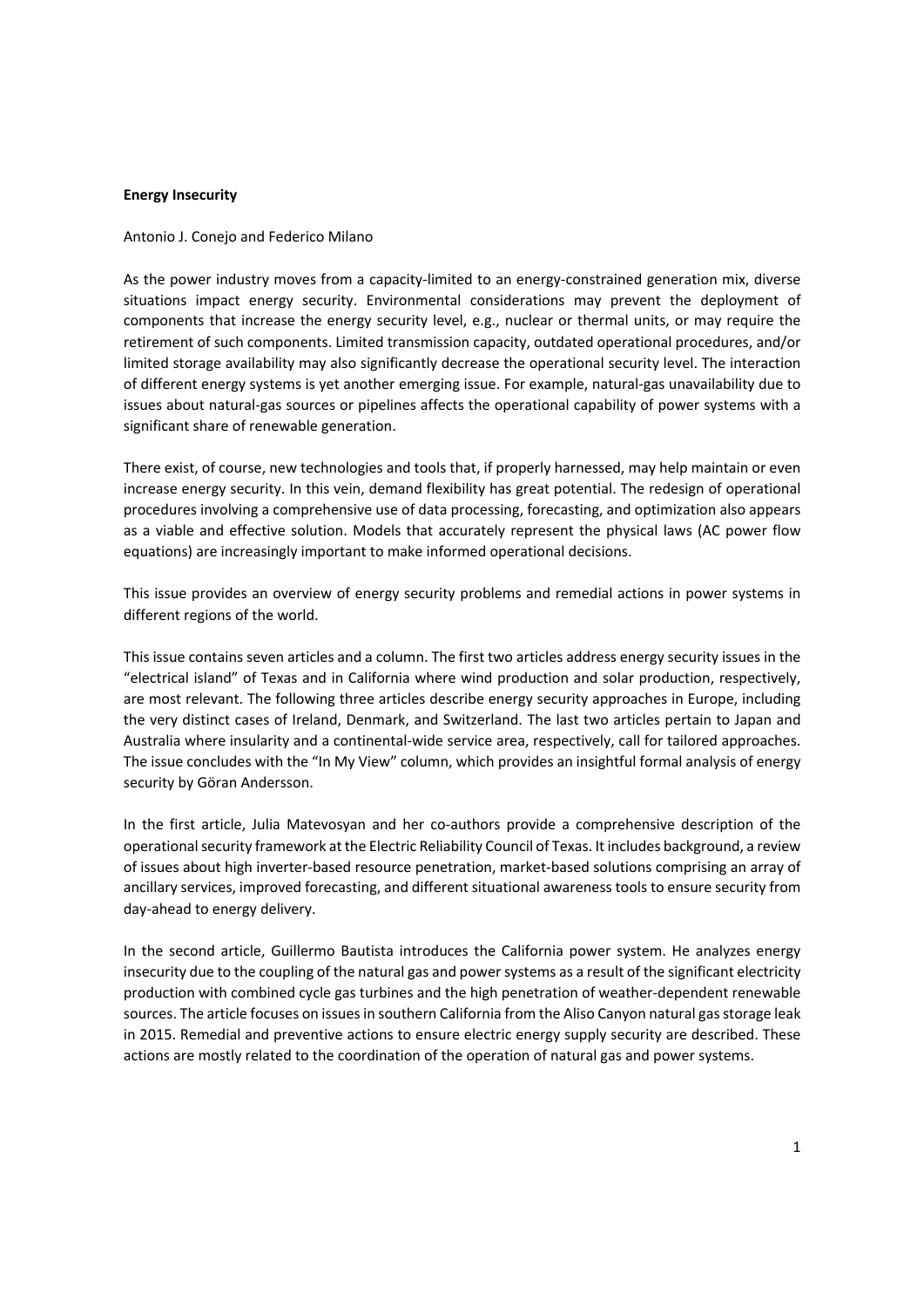# Energy Insecurity

Antonio J. Conejo and Federico Milano

As the power industry moves from a capacity-limited to an energy-constrained generation mix, diverse situations impact energy security. Environmental considerations may prevent the deployment of components that increase the energy security level, e.g., nuclear or thermal units, or may require the retirement of such components. Limited transmission capacity, outdated operational procedures, and/or limited storage availability may also significantly decrease the operational security level. The interaction of different energy systems is yet another emerging issue. For example, natural-gas unavailability due to issues about natural-gas sources or pipelines affects the operational capability of power systems with a significant share of renewable generation.

There exist, of course, new technologies and tools that, if properly harnessed, may help maintain or even increase energy security. In this vein, demand flexibility has great potential. The redesign of operational procedures involving a comprehensive use of data processing, forecasting, and optimization also appears as a viable and effective solution. Models that accurately represent the physical laws (AC power flow equations) are increasingly important to make informed operational decisions.

This issue provides an overview of energy security problems and remedial actions in power systems in different regions of the world.

This issue contains seven articles and a column. The first two articles address energy security issues in the "electrical island" of Texas and in California where wind production and solar production, respectively, are most relevant. The following three articles describe energy security approaches in Europe, including the very distinct cases of Ireland, Denmark, and Switzerland. The last two articles pertain to Japan and Australia where insularity and a continental-wide service area, respectively, call for tailored approaches. The issue concludes with the "In My View" column, which provides an insightful formal analysis of energy security by Göran Andersson.

In the first article, Julia Matevosyan and her co-authors provide a comprehensive description of the operational security framework at the Electric Reliability Council of Texas. It includes background, a review of issues about high inverter-based resource penetration, market-based solutions comprising an array of ancillary services, improved forecasting, and different situational awareness tools to ensure security from day-ahead to energy delivery.

In the second article, Guillermo Bautista introduces the California power system. He analyzes energy insecurity due to the coupling of the natural gas and power systems as a result of the significant electricity production with combined cycle gas turbines and the high penetration of weather-dependent renewable sources. The article focuses on issues in southern California from the Aliso Canyon natural gas storage leak in 2015. Remedial and preventive actions to ensure electric energy supply security are described. These actions are mostly related to the coordination of the operation of natural gas and power systems.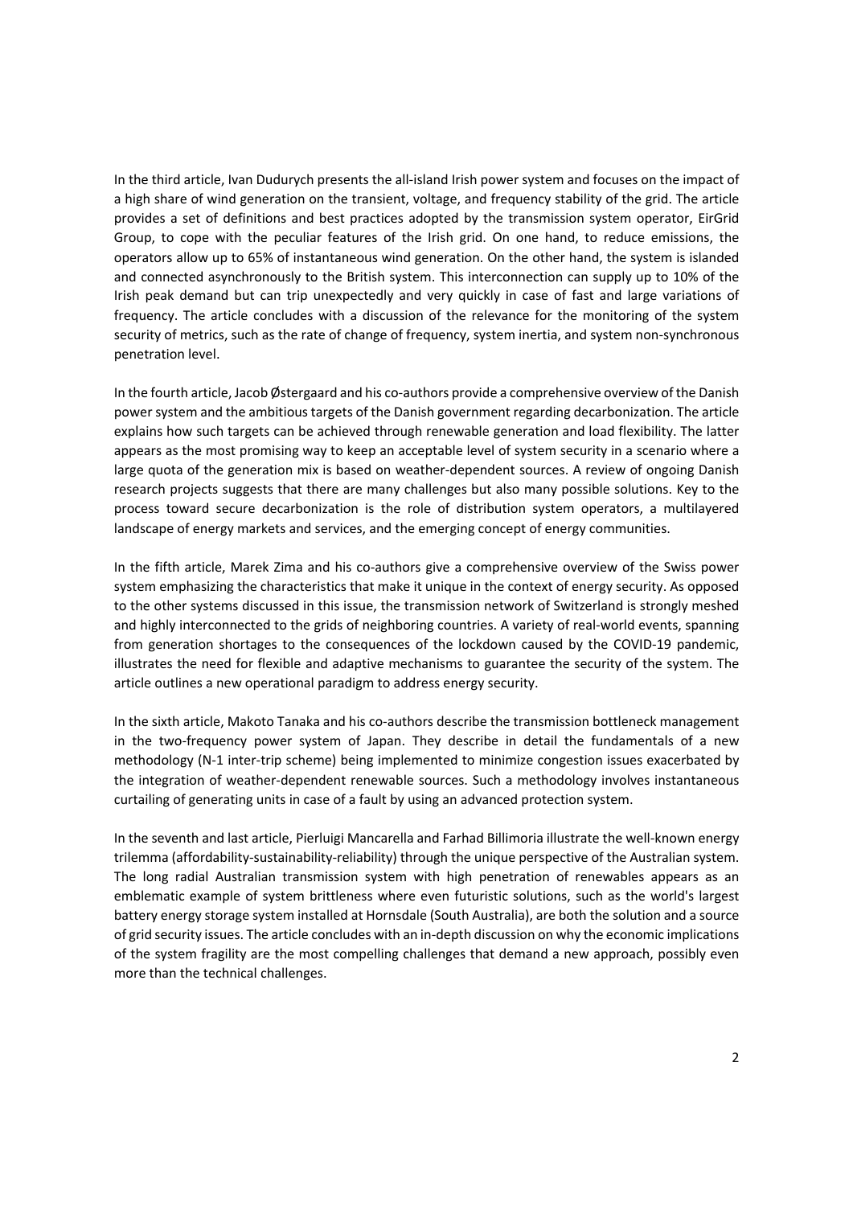In the third article, Ivan Dudurych presents the all-island Irish power system and focuses on the impact of a high share of wind generation on the transient, voltage, and frequency stability of the grid. The article provides a set of definitions and best practices adopted by the transmission system operator, EirGrid Group, to cope with the peculiar features of the Irish grid. On one hand, to reduce emissions, the operators allow up to 65% of instantaneous wind generation. On the other hand, the system is islanded and connected asynchronously to the British system. This interconnection can supply up to 10% of the Irish peak demand but can trip unexpectedly and very quickly in case of fast and large variations of frequency. The article concludes with a discussion of the relevance for the monitoring of the system security of metrics, such as the rate of change of frequency, system inertia, and system non-synchronous penetration level.

In the fourth article, Jacob Østergaard and his co-authors provide a comprehensive overview of the Danish power system and the ambitious targets of the Danish government regarding decarbonization. The article explains how such targets can be achieved through renewable generation and load flexibility. The latter appears as the most promising way to keep an acceptable level of system security in a scenario where a large quota of the generation mix is based on weather-dependent sources. A review of ongoing Danish research projects suggests that there are many challenges but also many possible solutions. Key to the process toward secure decarbonization is the role of distribution system operators, a multilayered landscape of energy markets and services, and the emerging concept of energy communities.

In the fifth article, Marek Zima and his co-authors give a comprehensive overview of the Swiss power system emphasizing the characteristics that make it unique in the context of energy security. As opposed to the other systems discussed in this issue, the transmission network of Switzerland is strongly meshed and highly interconnected to the grids of neighboring countries. A variety of real-world events, spanning from generation shortages to the consequences of the lockdown caused by the COVID-19 pandemic, illustrates the need for flexible and adaptive mechanisms to guarantee the security of the system. The article outlines a new operational paradigm to address energy security.

In the sixth article, Makoto Tanaka and his co-authors describe the transmission bottleneck management in the two-frequency power system of Japan. They describe in detail the fundamentals of a new methodology (N-1 inter-trip scheme) being implemented to minimize congestion issues exacerbated by the integration of weather-dependent renewable sources. Such a methodology involves instantaneous curtailing of generating units in case of a fault by using an advanced protection system.

In the seventh and last article, Pierluigi Mancarella and Farhad Billimoria illustrate the well-known energy trilemma (affordability-sustainability-reliability) through the unique perspective of the Australian system. The long radial Australian transmission system with high penetration of renewables appears as an emblematic example of system brittleness where even futuristic solutions, such as the world's largest battery energy storage system installed at Hornsdale (South Australia), are both the solution and a source of grid security issues. The article concludes with an in-depth discussion on why the economic implications of the system fragility are the most compelling challenges that demand a new approach, possibly even more than the technical challenges.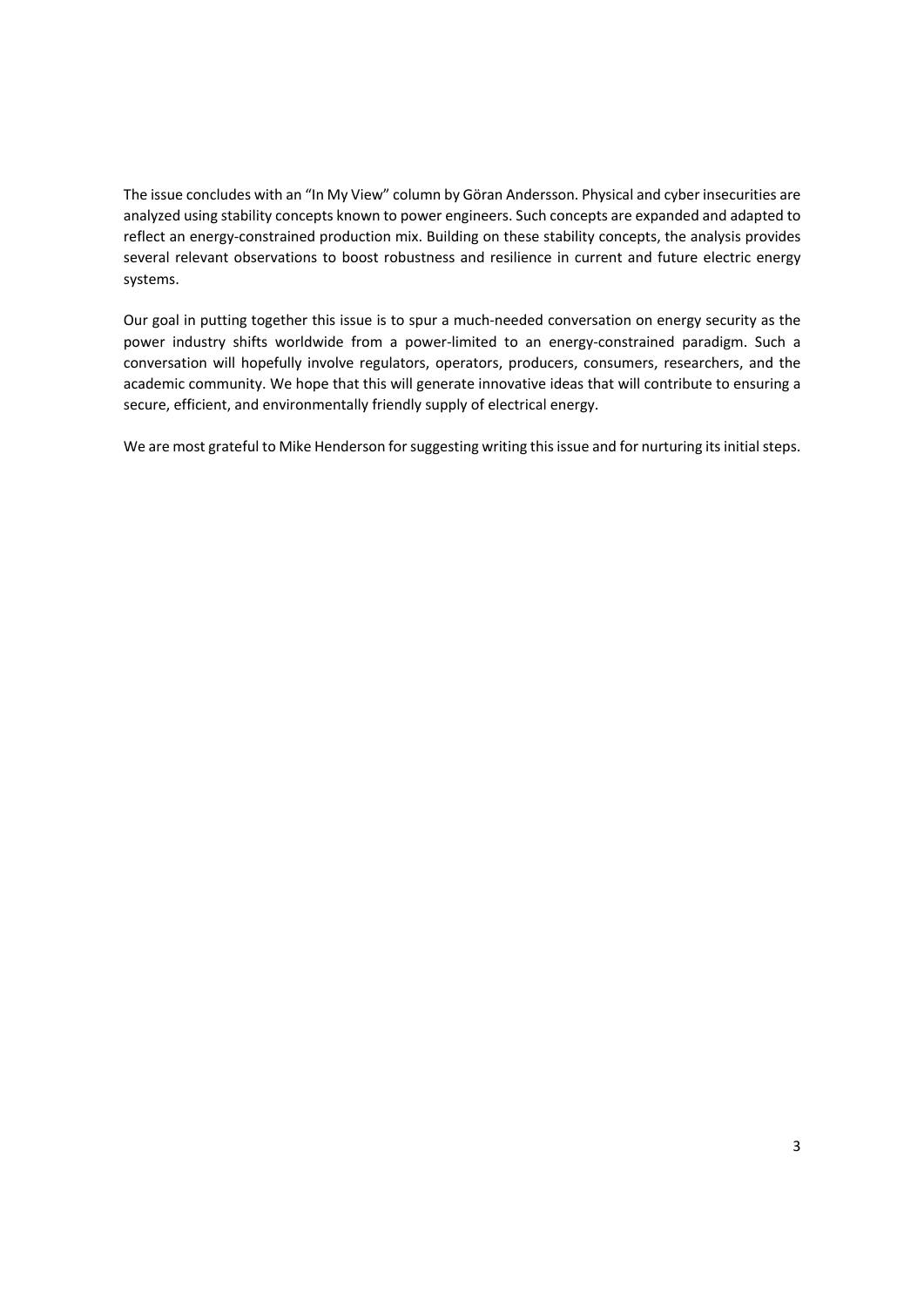The issue concludes with an "In My View" column by Göran Andersson. Physical and cyber insecurities are analyzed using stability concepts known to power engineers. Such concepts are expanded and adapted to reflect an energy-constrained production mix. Building on these stability concepts, the analysis provides several relevant observations to boost robustness and resilience in current and future electric energy systems.

Our goal in putting together this issue is to spur a much-needed conversation on energy security as the power industry shifts worldwide from a power-limited to an energy-constrained paradigm. Such a conversation will hopefully involve regulators, operators, producers, consumers, researchers, and the academic community. We hope that this will generate innovative ideas that will contribute to ensuring a secure, efficient, and environmentally friendly supply of electrical energy.

We are most grateful to Mike Henderson for suggesting writing this issue and for nurturing its initial steps.